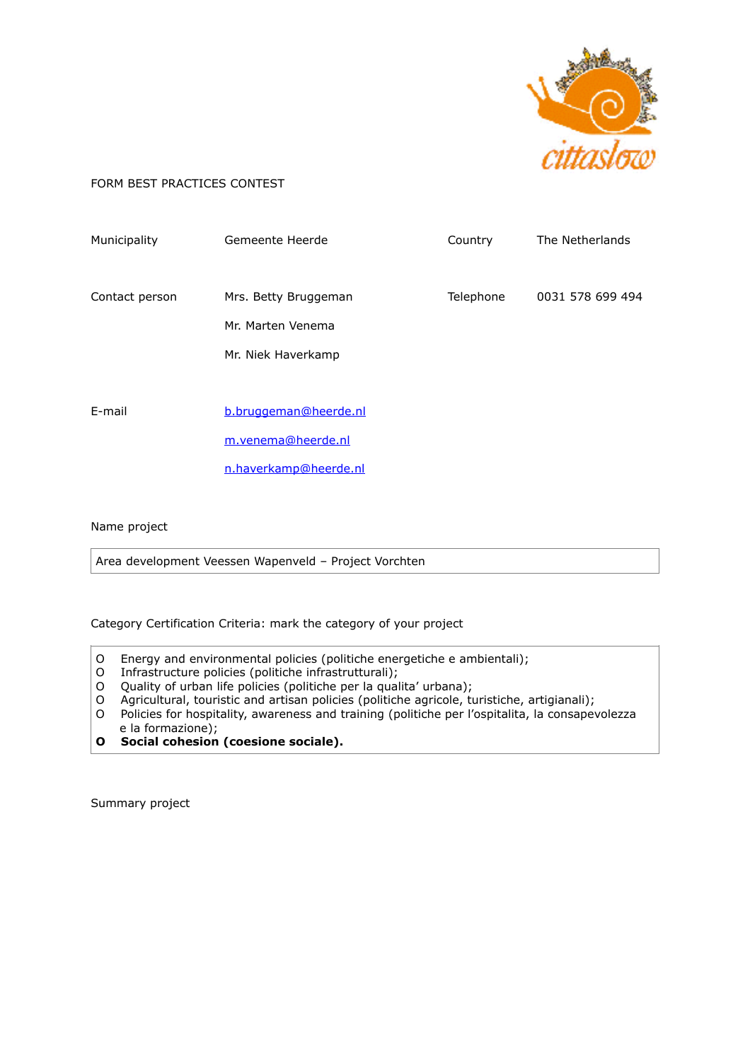FORM BEST PRACTICES CONTEST

| Municipality | Gemeente Heerde | Country | The Netherlands |
|---|---|---|---|
| Contact person | Mrs. Betty Bruggeman<br>Mr. Marten Venema<br>Mr. Niek Haverkamp | Telephone | 0031 578 699 494 |
| E-mail | b.bruggeman@heerde.nl<br>m.venema@heerde.nl<br>n.haverkamp@heerde.nl | | |

Name project

Area development Veessen Wapenveld – Project Vorchten

Category Certification Criteria: mark the category of your project

O Energy and environmental policies (politiche energetiche e ambientali);
O Infrastructure policies (politiche infrastrutturali);
O Quality of urban life policies (politiche per la qualita' urbana);
O Agricultural, touristic and artisan policies (politiche agricole, turistiche, artigianali);
O Policies for hospitality, awareness and training (politiche per l'ospitalita, la consapevolezza e la formazione);
**O Social cohesion (coesione sociale).**

Summary project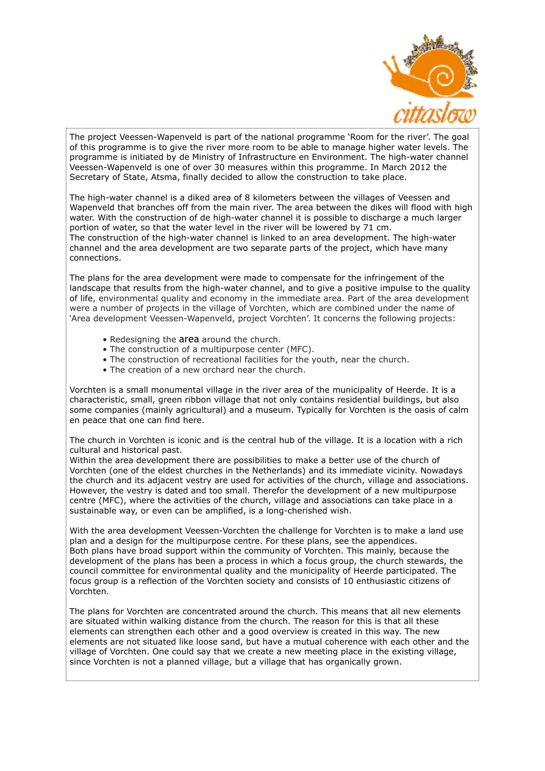The project Veessen-Wapenveld is part of the national programme 'Room for the river'. The goal of this programme is to give the river more room to be able to manage higher water levels. The programme is initiated by de Ministry of Infrastructure en Environment. The high-water channel Veessen-Wapenveld is one of over 30 measures within this programme. In March 2012 the Secretary of State, Atsma, finally decided to allow the construction to take place.

The high-water channel is a diked area of 8 kilometers between the villages of Veessen and Wapenveld that branches off from the main river. The area between the dikes will flood with high water. With the construction of de high-water channel it is possible to discharge a much larger portion of water, so that the water level in the river will be lowered by 71 cm.
The construction of the high-water channel is linked to an area development. The high-water channel and the area development are two separate parts of the project, which have many connections.

The plans for the area development were made to compensate for the infringement of the landscape that results from the high-water channel, and to give a positive impulse to the quality of life, environmental quality and economy in the immediate area. Part of the area development were a number of projects in the village of Vorchten, which are combined under the name of 'Area development Veessen-Wapenveld, project Vorchten'. It concerns the following projects:

- Redesigning the area around the church.
- The construction of a multipurpose center (MFC).
- The construction of recreational facilities for the youth, near the church.
- The creation of a new orchard near the church.

Vorchten is a small monumental village in the river area of the municipality of Heerde. It is a characteristic, small, green ribbon village that not only contains residential buildings, but also some companies (mainly agricultural) and a museum. Typically for Vorchten is the oasis of calm en peace that one can find here.

The church in Vorchten is iconic and is the central hub of the village. It is a location with a rich cultural and historical past.
Within the area development there are possibilities to make a better use of the church of Vorchten (one of the eldest churches in the Netherlands) and its immediate vicinity. Nowadays the church and its adjacent vestry are used for activities of the church, village and associations. However, the vestry is dated and too small. Therefor the development of a new multipurpose centre (MFC), where the activities of the church, village and associations can take place in a sustainable way, or even can be amplified, is a long-cherished wish.

With the area development Veessen-Vorchten the challenge for Vorchten is to make a land use plan and a design for the multipurpose centre. For these plans, see the appendices.
Both plans have broad support within the community of Vorchten. This mainly, because the development of the plans has been a process in which a focus group, the church stewards, the council committee for environmental quality and the municipality of Heerde participated. The focus group is a reflection of the Vorchten society and consists of 10 enthusiastic citizens of Vorchten.

The plans for Vorchten are concentrated around the church. This means that all new elements are situated within walking distance from the church. The reason for this is that all these elements can strengthen each other and a good overview is created in this way. The new elements are not situated like loose sand, but have a mutual coherence with each other and the village of Vorchten. One could say that we create a new meeting place in the existing village, since Vorchten is not a planned village, but a village that has organically grown.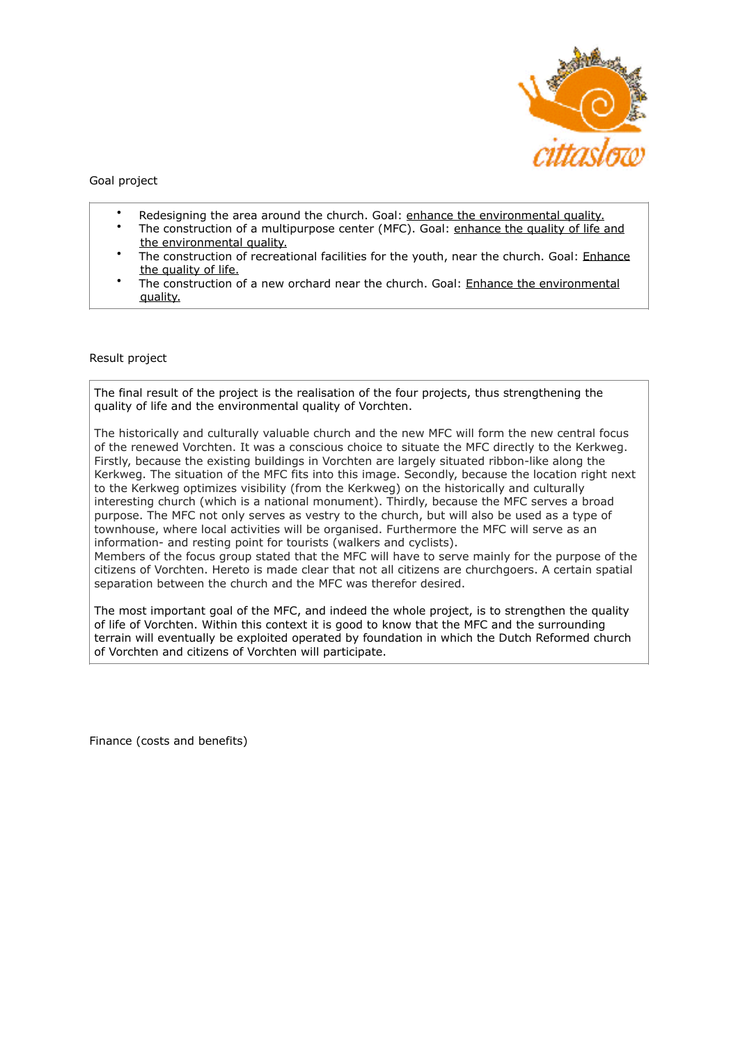Goal project

- Redesigning the area around the church. Goal: enhance the environmental quality.
- The construction of a multipurpose center (MFC). Goal: enhance the quality of life and the environmental quality.
- The construction of recreational facilities for the youth, near the church. Goal: Enhance the quality of life.
- The construction of a new orchard near the church. Goal: Enhance the environmental quality.

Result project

The final result of the project is the realisation of the four projects, thus strengthening the quality of life and the environmental quality of Vorchten.

The historically and culturally valuable church and the new MFC will form the new central focus of the renewed Vorchten. It was a conscious choice to situate the MFC directly to the Kerkweg. Firstly, because the existing buildings in Vorchten are largely situated ribbon-like along the Kerkweg. The situation of the MFC fits into this image. Secondly, because the location right next to the Kerkweg optimizes visibility (from the Kerkweg) on the historically and culturally interesting church (which is a national monument). Thirdly, because the MFC serves a broad purpose. The MFC not only serves as vestry to the church, but will also be used as a type of townhouse, where local activities will be organised. Furthermore the MFC will serve as an information- and resting point for tourists (walkers and cyclists).
Members of the focus group stated that the MFC will have to serve mainly for the purpose of the citizens of Vorchten. Hereto is made clear that not all citizens are churchgoers. A certain spatial separation between the church and the MFC was therefor desired.

The most important goal of the MFC, and indeed the whole project, is to strengthen the quality of life of Vorchten. Within this context it is good to know that the MFC and the surrounding terrain will eventually be exploited operated by foundation in which the Dutch Reformed church of Vorchten and citizens of Vorchten will participate.

Finance (costs and benefits)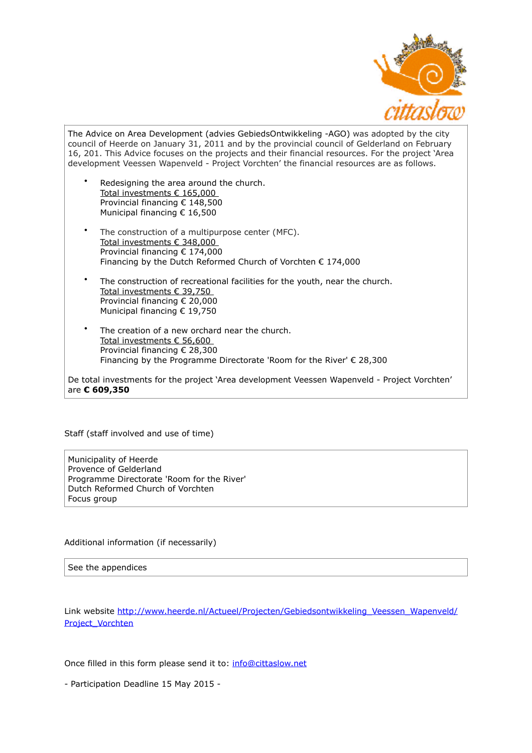The Advice on Area Development (advies GebiedsOntwikkeling -AGO) was adopted by the city council of Heerde on January 31, 2011 and by the provincial council of Gelderland on February 16, 201. This Advice focuses on the projects and their financial resources. For the project 'Area development Veessen Wapenveld - Project Vorchten' the financial resources are as follows.

- Redesigning the area around the church.
  Total investments € 165,000
  Provincial financing € 148,500
  Municipal financing € 16,500

- The construction of a multipurpose center (MFC).
  Total investments € 348,000
  Provincial financing € 174,000
  Financing by the Dutch Reformed Church of Vorchten € 174,000

- The construction of recreational facilities for the youth, near the church.
  Total investments € 39,750
  Provincial financing € 20,000
  Municipal financing € 19,750

- The creation of a new orchard near the church.
  Total investments € 56,600
  Provincial financing € 28,300
  Financing by the Programme Directorate 'Room for the River' € 28,300

De total investments for the project 'Area development Veessen Wapenveld - Project Vorchten' are **€ 609,350**

Staff (staff involved and use of time)

Municipality of Heerde
Provence of Gelderland
Programme Directorate 'Room for the River'
Dutch Reformed Church of Vorchten
Focus group

Additional information (if necessarily)

See the appendices

Link website http://www.heerde.nl/Actueel/Projecten/Gebiedsontwikkeling_Veessen_Wapenveld/Project_Vorchten

Once filled in this form please send it to: info@cittaslow.net

- Participation Deadline 15 May 2015 -